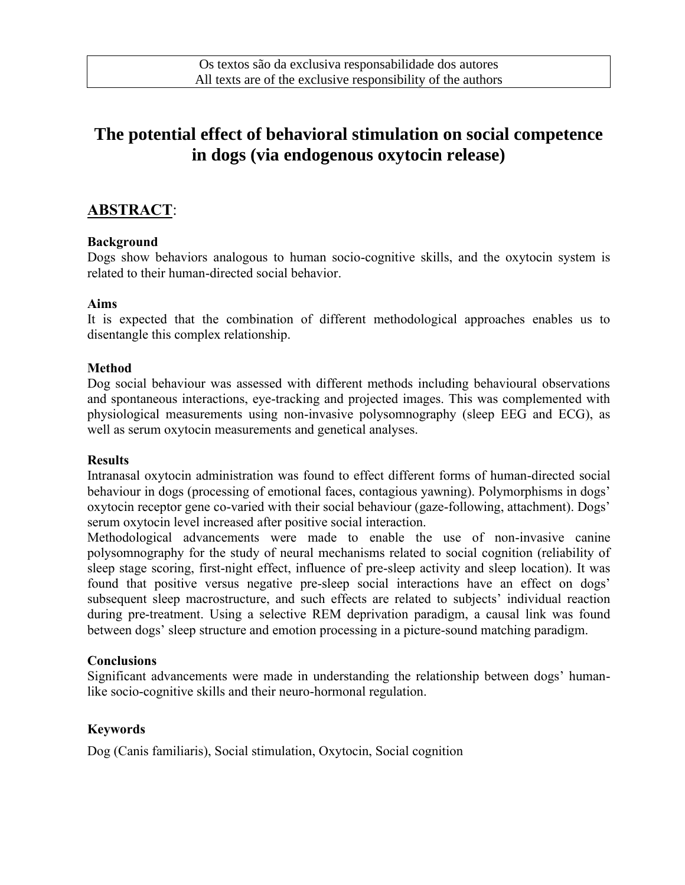Os textos são da exclusiva responsabilidade dos autores
All texts are of the exclusive responsibility of the authors

# The potential effect of behavioral stimulation on social competence in dogs (via endogenous oxytocin release)

## ABSTRACT:

### Background

Dogs show behaviors analogous to human socio-cognitive skills, and the oxytocin system is related to their human-directed social behavior.

### Aims

It is expected that the combination of different methodological approaches enables us to disentangle this complex relationship.

### Method

Dog social behaviour was assessed with different methods including behavioural observations and spontaneous interactions, eye-tracking and projected images. This was complemented with physiological measurements using non-invasive polysomnography (sleep EEG and ECG), as well as serum oxytocin measurements and genetical analyses.

### Results

Intranasal oxytocin administration was found to effect different forms of human-directed social behaviour in dogs (processing of emotional faces, contagious yawning). Polymorphisms in dogs' oxytocin receptor gene co-varied with their social behaviour (gaze-following, attachment). Dogs' serum oxytocin level increased after positive social interaction.

Methodological advancements were made to enable the use of non-invasive canine polysomnography for the study of neural mechanisms related to social cognition (reliability of sleep stage scoring, first-night effect, influence of pre-sleep activity and sleep location). It was found that positive versus negative pre-sleep social interactions have an effect on dogs' subsequent sleep macrostructure, and such effects are related to subjects' individual reaction during pre-treatment. Using a selective REM deprivation paradigm, a causal link was found between dogs' sleep structure and emotion processing in a picture-sound matching paradigm.

### Conclusions

Significant advancements were made in understanding the relationship between dogs' human-like socio-cognitive skills and their neuro-hormonal regulation.

### Keywords

Dog (Canis familiaris), Social stimulation, Oxytocin, Social cognition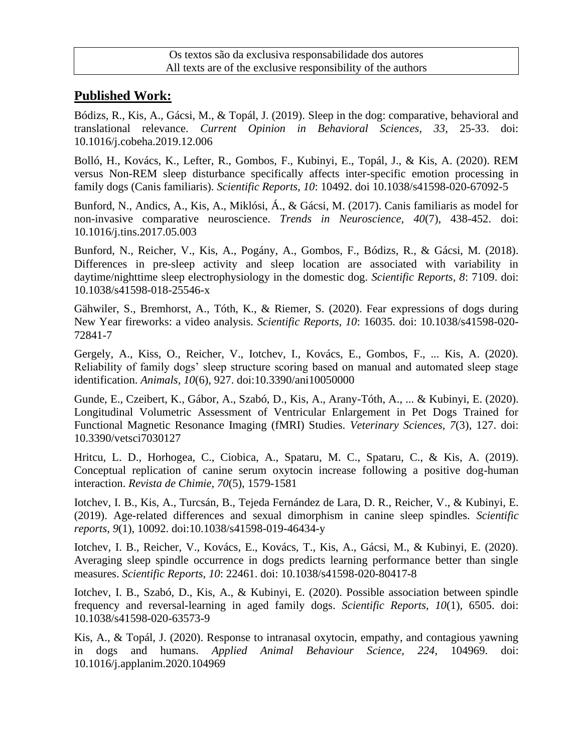Os textos são da exclusiva responsabilidade dos autores
All texts are of the exclusive responsibility of the authors

## **Published Work:**

Bódizs, R., Kis, A., Gácsi, M., & Topál, J. (2019). Sleep in the dog: comparative, behavioral and translational relevance. *Current Opinion in Behavioral Sciences, 33*, 25-33. doi: 10.1016/j.cobeha.2019.12.006

Bolló, H., Kovács, K., Lefter, R., Gombos, F., Kubinyi, E., Topál, J., & Kis, A. (2020). REM versus Non-REM sleep disturbance specifically affects inter-specific emotion processing in family dogs (Canis familiaris). *Scientific Reports, 10*: 10492. doi 10.1038/s41598-020-67092-5

Bunford, N., Andics, A., Kis, A., Miklósi, Á., & Gácsi, M. (2017). Canis familiaris as model for non-invasive comparative neuroscience. *Trends in Neuroscience, 40*(7), 438-452. doi: 10.1016/j.tins.2017.05.003

Bunford, N., Reicher, V., Kis, A., Pogány, A., Gombos, F., Bódizs, R., & Gácsi, M. (2018). Differences in pre-sleep activity and sleep location are associated with variability in daytime/nighttime sleep electrophysiology in the domestic dog. *Scientific Reports, 8*: 7109. doi: 10.1038/s41598-018-25546-x

Gähwiler, S., Bremhorst, A., Tóth, K., & Riemer, S. (2020). Fear expressions of dogs during New Year fireworks: a video analysis. *Scientific Reports, 10*: 16035. doi: 10.1038/s41598-020-72841-7

Gergely, A., Kiss, O., Reicher, V., Iotchev, I., Kovács, E., Gombos, F., ... Kis, A. (2020). Reliability of family dogs' sleep structure scoring based on manual and automated sleep stage identification. *Animals, 10*(6), 927. doi:10.3390/ani10050000

Gunde, E., Czeibert, K., Gábor, A., Szabó, D., Kis, A., Arany-Tóth, A., ... & Kubinyi, E. (2020). Longitudinal Volumetric Assessment of Ventricular Enlargement in Pet Dogs Trained for Functional Magnetic Resonance Imaging (fMRI) Studies. *Veterinary Sciences, 7*(3), 127. doi: 10.3390/vetsci7030127

Hritcu, L. D., Horhogea, C., Ciobica, A., Spataru, M. C., Spataru, C., & Kis, A. (2019). Conceptual replication of canine serum oxytocin increase following a positive dog-human interaction. *Revista de Chimie, 70*(5), 1579-1581

Iotchev, I. B., Kis, A., Turcsán, B., Tejeda Fernández de Lara, D. R., Reicher, V., & Kubinyi, E. (2019). Age-related differences and sexual dimorphism in canine sleep spindles. *Scientific reports, 9*(1), 10092. doi:10.1038/s41598-019-46434-y

Iotchev, I. B., Reicher, V., Kovács, E., Kovács, T., Kis, A., Gácsi, M., & Kubinyi, E. (2020). Averaging sleep spindle occurrence in dogs predicts learning performance better than single measures. *Scientific Reports, 10*: 22461. doi: 10.1038/s41598-020-80417-8

Iotchev, I. B., Szabó, D., Kis, A., & Kubinyi, E. (2020). Possible association between spindle frequency and reversal-learning in aged family dogs. *Scientific Reports, 10*(1), 6505. doi: 10.1038/s41598-020-63573-9

Kis, A., & Topál, J. (2020). Response to intranasal oxytocin, empathy, and contagious yawning in dogs and humans. *Applied Animal Behaviour Science, 224*, 104969. doi: 10.1016/j.applanim.2020.104969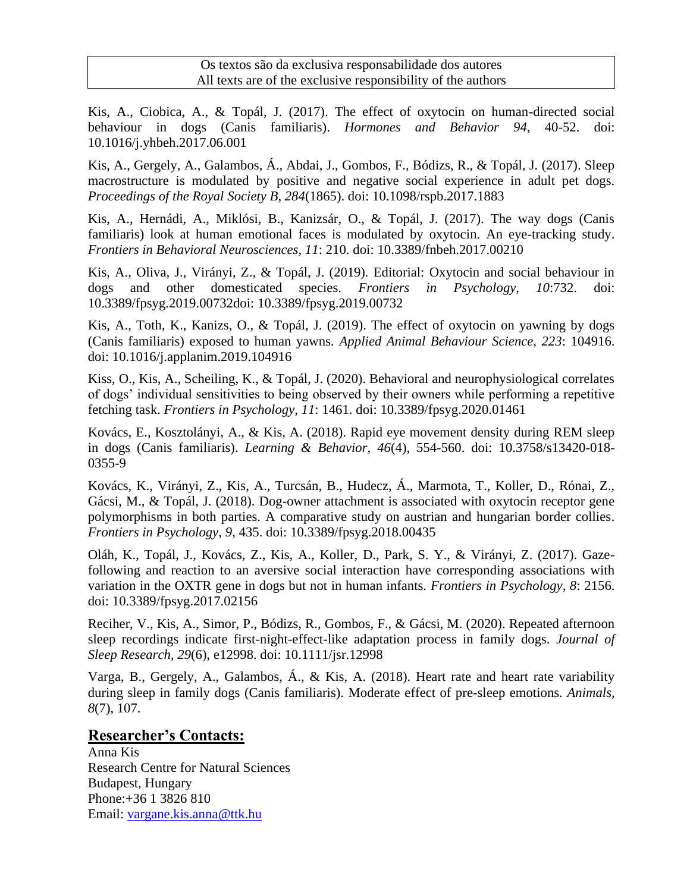Os textos são da exclusiva responsabilidade dos autores
All texts are of the exclusive responsibility of the authors

Kis, A., Ciobica, A., & Topál, J. (2017). The effect of oxytocin on human-directed social behaviour in dogs (Canis familiaris). *Hormones and Behavior 94*, 40-52. doi: 10.1016/j.yhbeh.2017.06.001

Kis, A., Gergely, A., Galambos, Á., Abdai, J., Gombos, F., Bódizs, R., & Topál, J. (2017). Sleep macrostructure is modulated by positive and negative social experience in adult pet dogs. *Proceedings of the Royal Society B, 284*(1865). doi: 10.1098/rspb.2017.1883

Kis, A., Hernádi, A., Miklósi, B., Kanizsár, O., & Topál, J. (2017). The way dogs (Canis familiaris) look at human emotional faces is modulated by oxytocin. An eye-tracking study. *Frontiers in Behavioral Neurosciences, 11*: 210. doi: 10.3389/fnbeh.2017.00210

Kis, A., Oliva, J., Virányi, Z., & Topál, J. (2019). Editorial: Oxytocin and social behaviour in dogs and other domesticated species. *Frontiers in Psychology, 10*:732. doi: 10.3389/fpsyg.2019.00732doi: 10.3389/fpsyg.2019.00732

Kis, A., Toth, K., Kanizs, O., & Topál, J. (2019). The effect of oxytocin on yawning by dogs (Canis familiaris) exposed to human yawns. *Applied Animal Behaviour Science, 223*: 104916. doi: 10.1016/j.applanim.2019.104916

Kiss, O., Kis, A., Scheiling, K., & Topál, J. (2020). Behavioral and neurophysiological correlates of dogs' individual sensitivities to being observed by their owners while performing a repetitive fetching task. *Frontiers in Psychology, 11*: 1461. doi: 10.3389/fpsyg.2020.01461

Kovács, E., Kosztolányi, A., & Kis, A. (2018). Rapid eye movement density during REM sleep in dogs (Canis familiaris). *Learning & Behavior, 46*(4), 554-560. doi: 10.3758/s13420-018-0355-9

Kovács, K., Virányi, Z., Kis, A., Turcsán, B., Hudecz, Á., Marmota, T., Koller, D., Rónai, Z., Gácsi, M., & Topál, J. (2018). Dog-owner attachment is associated with oxytocin receptor gene polymorphisms in both parties. A comparative study on austrian and hungarian border collies. *Frontiers in Psychology, 9*, 435. doi: 10.3389/fpsyg.2018.00435

Oláh, K., Topál, J., Kovács, Z., Kis, A., Koller, D., Park, S. Y., & Virányi, Z. (2017). Gaze-following and reaction to an aversive social interaction have corresponding associations with variation in the OXTR gene in dogs but not in human infants. *Frontiers in Psychology, 8*: 2156. doi: 10.3389/fpsyg.2017.02156

Reciher, V., Kis, A., Simor, P., Bódizs, R., Gombos, F., & Gácsi, M. (2020). Repeated afternoon sleep recordings indicate first-night-effect-like adaptation process in family dogs. *Journal of Sleep Research, 29*(6), e12998. doi: 10.1111/jsr.12998

Varga, B., Gergely, A., Galambos, Á., & Kis, A. (2018). Heart rate and heart rate variability during sleep in family dogs (Canis familiaris). Moderate effect of pre-sleep emotions. *Animals, 8*(7), 107.

## Researcher's Contacts:

Anna Kis
Research Centre for Natural Sciences
Budapest, Hungary
Phone:+36 1 3826 810
Email: vargane.kis.anna@ttk.hu